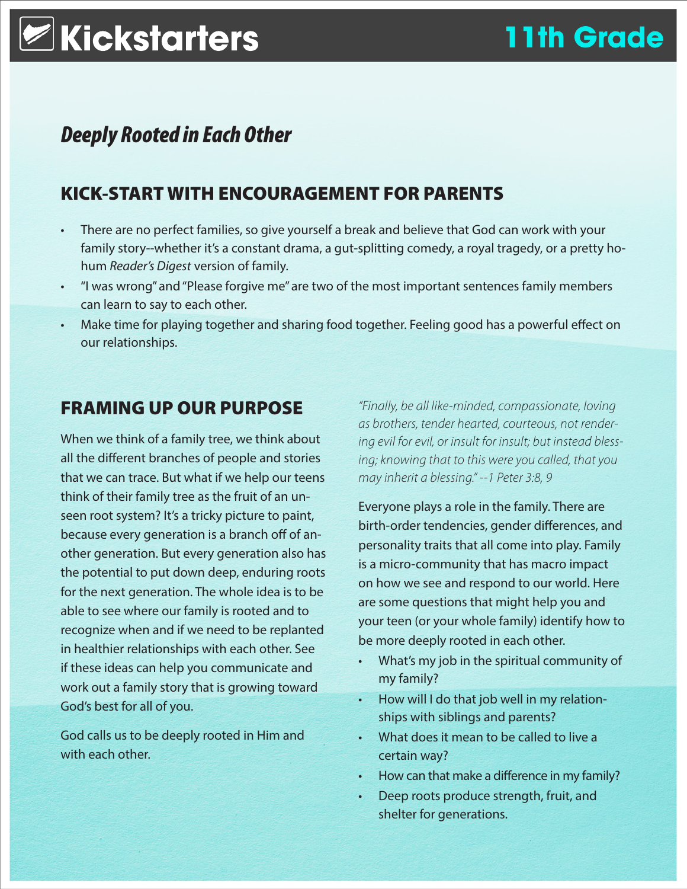# Kickstarters — 11th Grade

## *Deeply Rooted in Each Other*

### KICK-START WITH ENCOURAGEMENT FOR PARENTS

- There are no perfect families, so give yourself a break and believe that God can work with your family story--whether it's a constant drama, a gut-splitting comedy, a royal tragedy, or a pretty ho-hum *Reader's Digest* version of family.
- "I was wrong" and "Please forgive me" are two of the most important sentences family members can learn to say to each other.
- Make time for playing together and sharing food together. Feeling good has a powerful effect on our relationships.

### FRAMING UP OUR PURPOSE

When we think of a family tree, we think about all the different branches of people and stories that we can trace. But what if we help our teens think of their family tree as the fruit of an unseen root system? It's a tricky picture to paint, because every generation is a branch off of another generation. But every generation also has the potential to put down deep, enduring roots for the next generation. The whole idea is to be able to see where our family is rooted and to recognize when and if we need to be replanted in healthier relationships with each other. See if these ideas can help you communicate and work out a family story that is growing toward God's best for all of you.

God calls us to be deeply rooted in Him and with each other.

*"Finally, be all like-minded, compassionate, loving as brothers, tender hearted, courteous, not rendering evil for evil, or insult for insult; but instead blessing; knowing that to this were you called, that you may inherit a blessing." --1 Peter 3:8, 9*

Everyone plays a role in the family. There are birth-order tendencies, gender differences, and personality traits that all come into play. Family is a micro-community that has macro impact on how we see and respond to our world. Here are some questions that might help you and your teen (or your whole family) identify how to be more deeply rooted in each other.

- What's my job in the spiritual community of my family?
- How will I do that job well in my relationships with siblings and parents?
- What does it mean to be called to live a certain way?
- How can that make a difference in my family?
- Deep roots produce strength, fruit, and shelter for generations.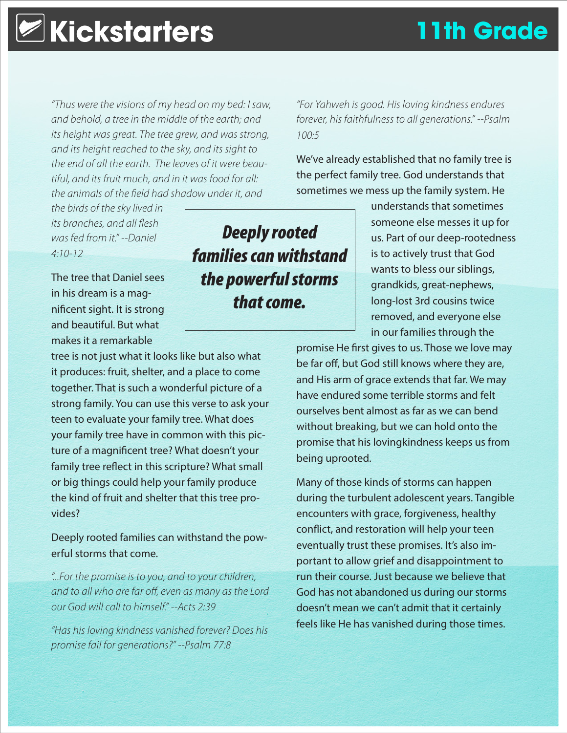*"Thus were the visions of my head on my bed: I saw, and behold, a tree in the middle of the earth; and its height was great. The tree grew, and was strong, and its height reached to the sky, and its sight to the end of all the earth. The leaves of it were beautiful, and its fruit much, and in it was food for all: the animals of the field had shadow under it, and the birds of the sky lived in its branches, and all flesh was fed from it." --Daniel 4:10-12*

The tree that Daniel sees in his dream is a magnificent sight. It is strong and beautiful. But what makes it a remarkable tree is not just what it looks like but also what it produces: fruit, shelter, and a place to come together. That is such a wonderful picture of a strong family. You can use this verse to ask your teen to evaluate your family tree. What does your family tree have in common with this picture of a magnificent tree? What doesn't your family tree reflect in this scripture? What small or big things could help your family produce the kind of fruit and shelter that this tree provides?

**Deeply rooted families can withstand the powerful storms that come.**

Deeply rooted families can withstand the powerful storms that come.

*"...For the promise is to you, and to your children, and to all who are far off, even as many as the Lord our God will call to himself." --Acts 2:39*

*"Has his loving kindness vanished forever? Does his promise fail for generations?" --Psalm 77:8*

*"For Yahweh is good. His loving kindness endures forever, his faithfulness to all generations." --Psalm 100:5*

We've already established that no family tree is the perfect family tree. God understands that sometimes we mess up the family system. He understands that sometimes someone else messes it up for us. Part of our deep-rootedness is to actively trust that God wants to bless our siblings, grandkids, great-nephews, long-lost 3rd cousins twice removed, and everyone else in our families through the promise He first gives to us. Those we love may be far off, but God still knows where they are, and His arm of grace extends that far. We may have endured some terrible storms and felt ourselves bent almost as far as we can bend without breaking, but we can hold onto the promise that his lovingkindness keeps us from being uprooted.

Many of those kinds of storms can happen during the turbulent adolescent years. Tangible encounters with grace, forgiveness, healthy conflict, and restoration will help your teen eventually trust these promises. It's also important to allow grief and disappointment to run their course. Just because we believe that God has not abandoned us during our storms doesn't mean we can't admit that it certainly feels like He has vanished during those times.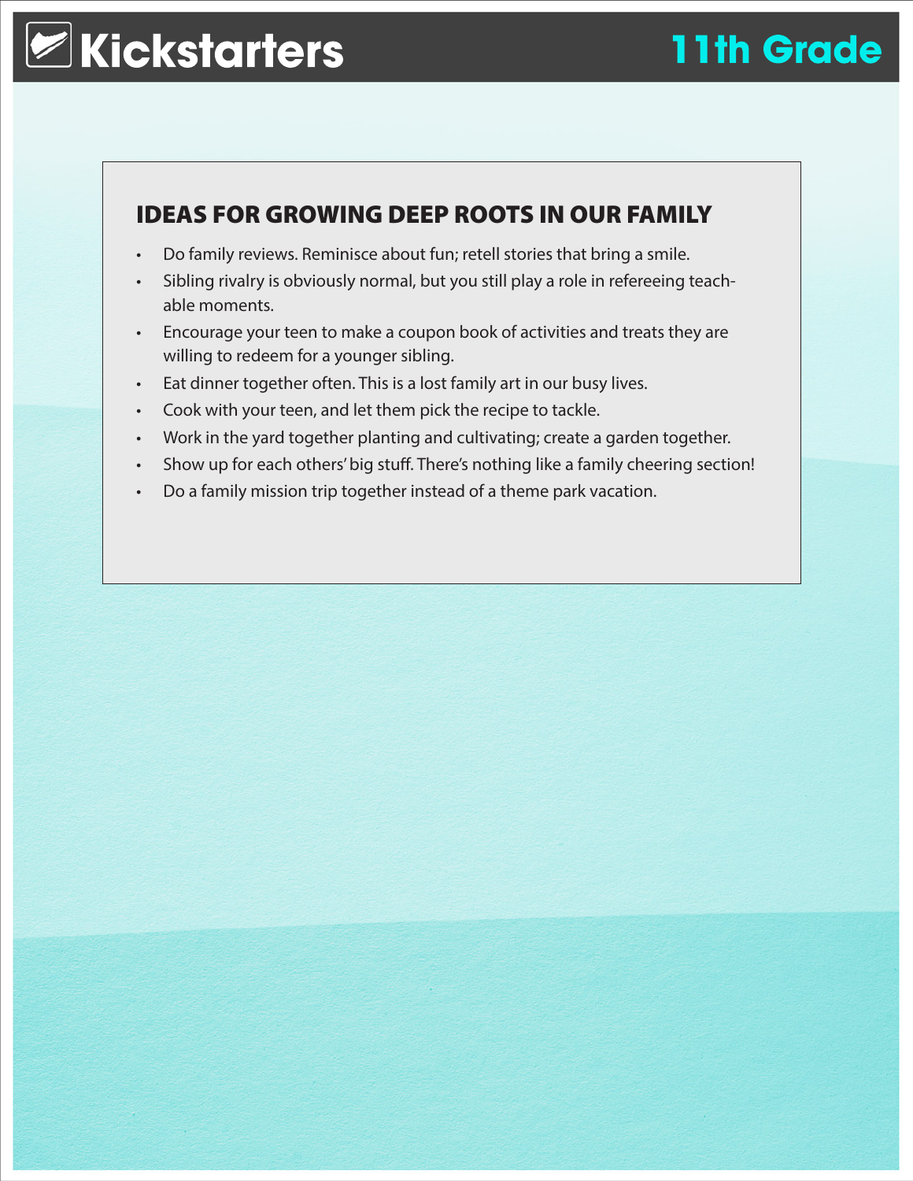## IDEAS FOR GROWING DEEP ROOTS IN OUR FAMILY

- Do family reviews. Reminisce about fun; retell stories that bring a smile.
- Sibling rivalry is obviously normal, but you still play a role in refereeing teachable moments.
- Encourage your teen to make a coupon book of activities and treats they are willing to redeem for a younger sibling.
- Eat dinner together often. This is a lost family art in our busy lives.
- Cook with your teen, and let them pick the recipe to tackle.
- Work in the yard together planting and cultivating; create a garden together.
- Show up for each others' big stuff. There's nothing like a family cheering section!
- Do a family mission trip together instead of a theme park vacation.